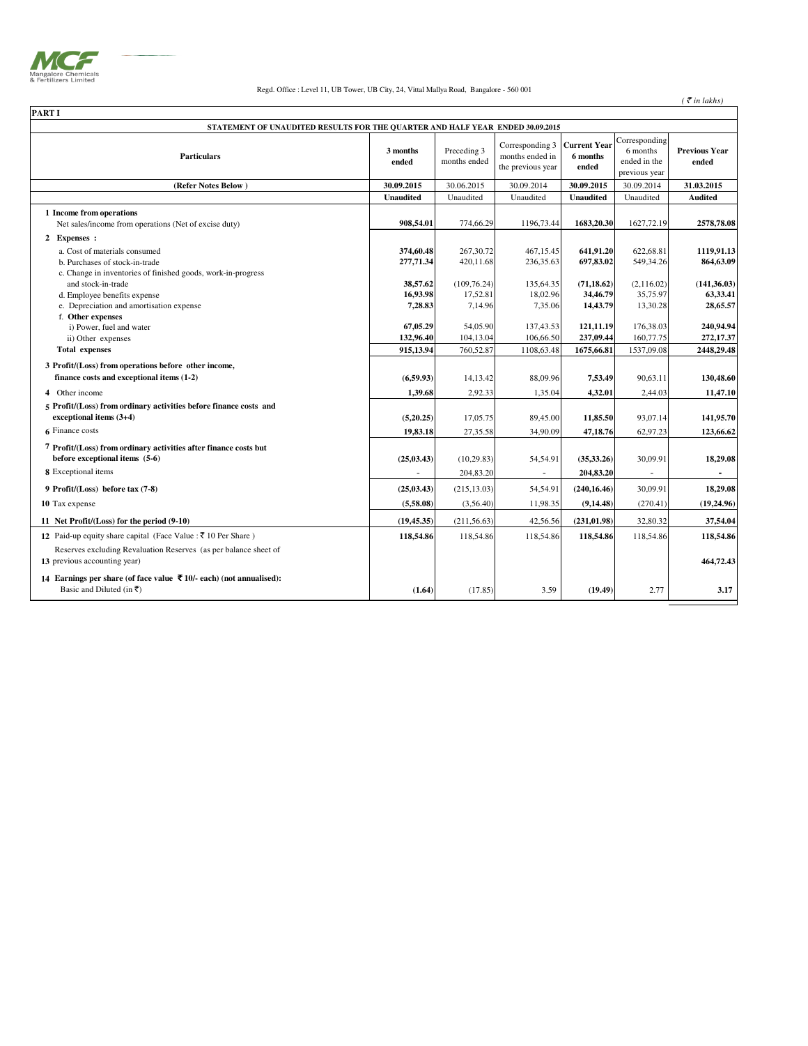Mangalore Chemicals & Fertilizers Limited

Regd. Office : Level 11, UB Tower, UB City, 24, Vittal Mallya Road, Bangalore - 560 001

*( ₹ in lakhs)*

**PART I**

**STATEMENT OF UNAUDITED RESULTS FOR THE QUARTER AND HALF YEAR ENDED 30.09.2015**

| Particulars | 3 months ended | Preceding 3 months ended | Corresponding 3 months ended in the previous year | Current Year 6 months ended | Corresponding 6 months ended in the previous year | Previous Year ended |
|---|---|---|---|---|---|---|
| **(Refer Notes Below )** | **30.09.2015** | 30.06.2015 | 30.09.2014 | **30.09.2015** | 30.09.2014 | **31.03.2015** |
| | **Unaudited** | Unaudited | Unaudited | **Unaudited** | Unaudited | **Audited** |
| **1 Income from operations** | | | | | | |
| Net sales/income from operations (Net of excise duty) | **908,54.01** | 774,66.29 | 1196,73.44 | **1683,20.30** | 1627,72.19 | **2578,78.08** |
| **2 Expenses :** | | | | | | |
| a. Cost of materials consumed | **374,60.48** | 267,30.72 | 467,15.45 | **641,91.20** | 622,68.81 | **1119,91.13** |
| b. Purchases of stock-in-trade | **277,71.34** | 420,11.68 | 236,35.63 | **697,83.02** | 549,34.26 | **864,63.09** |
| c. Change in inventories of finished goods, work-in-progress and stock-in-trade | **38,57.62** | (109,76.24) | 135,64.35 | **(71,18.62)** | (2,116.02) | **(141,36.03)** |
| d. Employee benefits expense | **16,93.98** | 17,52.81 | 18,02.96 | **34,46.79** | 35,75.97 | **63,33.41** |
| e. Depreciation and amortisation expense | **7,28.83** | 7,14.96 | 7,35.06 | **14,43.79** | 13,30.28 | **28,65.57** |
| f. **Other expenses** | | | | | | |
| i) Power, fuel and water | **67,05.29** | 54,05.90 | 137,43.53 | **121,11.19** | 176,38.03 | **240,94.94** |
| ii) Other expenses | **132,96.40** | 104,13.04 | 106,66.50 | **237,09.44** | 160,77.75 | **272,17.37** |
| **Total expenses** | **915,13.94** | 760,52.87 | 1108,63.48 | **1675,66.81** | 1537,09.08 | **2448,29.48** |
| **3 Profit/(Loss) from operations before other income, finance costs and exceptional items (1-2)** | **(6,59.93)** | 14,13.42 | 88,09.96 | **7,53.49** | 90,63.11 | **130,48.60** |
| 4 Other income | **1,39.68** | 2,92.33 | 1,35.04 | **4,32.01** | 2,44.03 | **11,47.10** |
| **5 Profit/(Loss) from ordinary activities before finance costs and exceptional items (3+4)** | **(5,20.25)** | 17,05.75 | 89,45.00 | **11,85.50** | 93,07.14 | **141,95.70** |
| 6 Finance costs | **19,83.18** | 27,35.58 | 34,90.09 | **47,18.76** | 62,97.23 | **123,66.62** |
| **7 Profit/(Loss) from ordinary activities after finance costs but before exceptional items (5-6)** | **(25,03.43)** | (10,29.83) | 54,54.91 | **(35,33.26)** | 30,09.91 | **18,29.08** |
| 8 Exceptional items | - | 204,83.20 | - | **204,83.20** | - | **-** |
| **9 Profit/(Loss) before tax (7-8)** | **(25,03.43)** | (215,13.03) | 54,54.91 | **(240,16.46)** | 30,09.91 | **18,29.08** |
| 10 Tax expense | **(5,58.08)** | (3,56.40) | 11,98.35 | **(9,14.48)** | (270.41) | **(19,24.96)** |
| **11 Net Profit/(Loss) for the period (9-10)** | **(19,45.35)** | (211,56.63) | 42,56.56 | **(231,01.98)** | 32,80.32 | **37,54.04** |
| **12** Paid-up equity share capital (Face Value : ₹ 10 Per Share ) | **118,54.86** | 118,54.86 | 118,54.86 | **118,54.86** | 118,54.86 | **118,54.86** |
| 13 Reserves excluding Revaluation Reserves (as per balance sheet of previous accounting year) | | | | | | **464,72.43** |
| **14 Earnings per share (of face value ₹ 10/- each) (not annualised):** Basic and Diluted (in ₹) | **(1.64)** | (17.85) | 3.59 | **(19.49)** | 2.77 | **3.17** |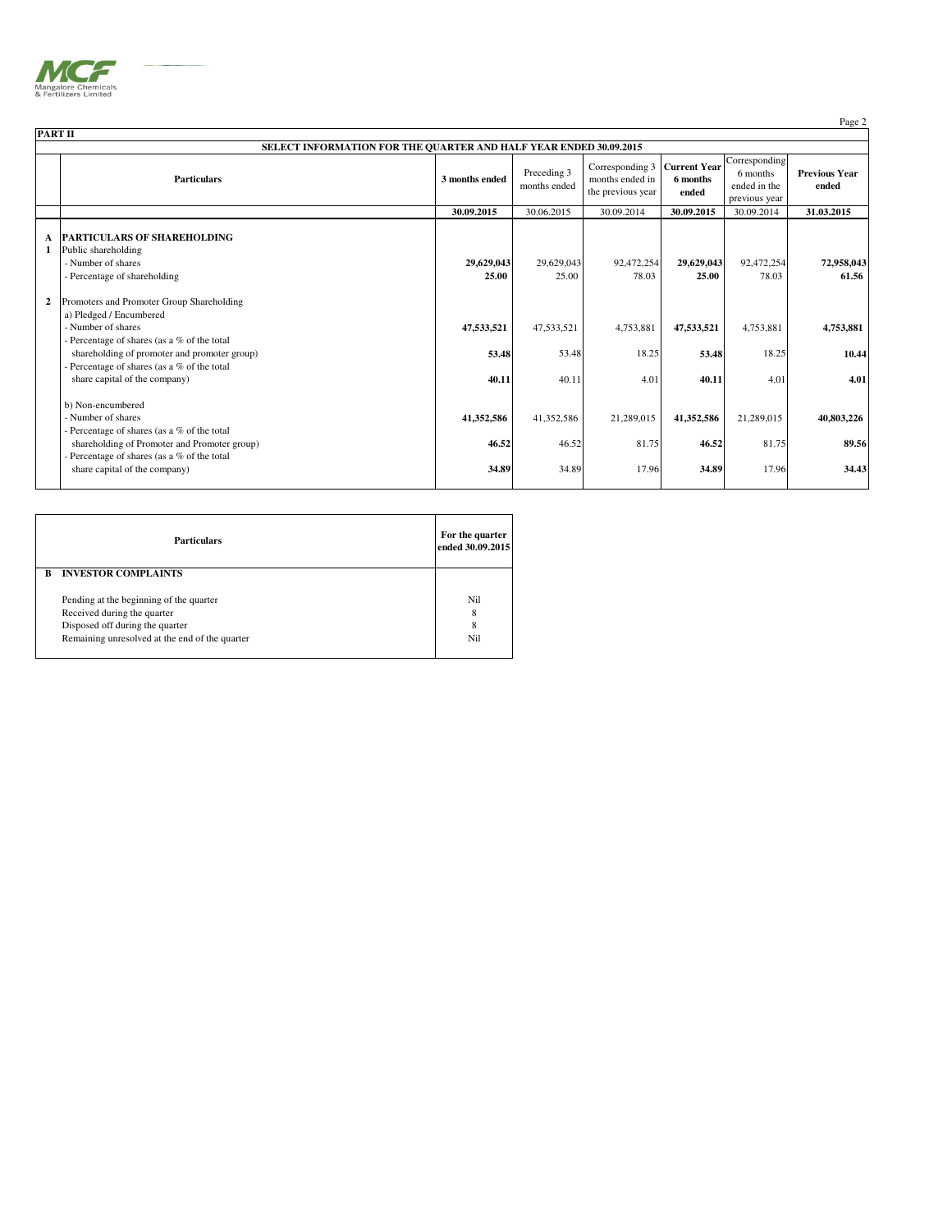## PART II

### SELECT INFORMATION FOR THE QUARTER AND HALF YEAR ENDED 30.09.2015

| | Particulars | 3 months ended | Preceding 3 months ended | Corresponding 3 months ended in the previous year | Current Year 6 months ended | Corresponding 6 months ended in the previous year | Previous Year ended |
|---|---|---|---|---|---|---|---|
| | | **30.09.2015** | 30.06.2015 | 30.09.2014 | **30.09.2015** | 30.09.2014 | **31.03.2015** |
| **A** | **PARTICULARS OF SHAREHOLDING** | | | | | | |
| **1** | Public shareholding | | | | | | |
| | - Number of shares | **29,629,043** | 29,629,043 | 92,472,254 | **29,629,043** | 92,472,254 | **72,958,043** |
| | - Percentage of shareholding | **25.00** | 25.00 | 78.03 | **25.00** | 78.03 | **61.56** |
| **2** | Promoters and Promoter Group Shareholding | | | | | | |
| | a) Pledged / Encumbered | | | | | | |
| | - Number of shares | **47,533,521** | 47,533,521 | 4,753,881 | **47,533,521** | 4,753,881 | **4,753,881** |
| | - Percentage of shares (as a % of the total shareholding of promoter and promoter group) | **53.48** | 53.48 | 18.25 | **53.48** | 18.25 | **10.44** |
| | - Percentage of shares (as a % of the total share capital of the company) | **40.11** | 40.11 | 4.01 | **40.11** | 4.01 | **4.01** |
| | b) Non-encumbered | | | | | | |
| | - Number of shares | **41,352,586** | 41,352,586 | 21,289,015 | **41,352,586** | 21,289,015 | **40,803,226** |
| | - Percentage of shares (as a % of the total shareholding of Promoter and Promoter group) | **46.52** | 46.52 | 81.75 | **46.52** | 81.75 | **89.56** |
| | - Percentage of shares (as a % of the total share capital of the company) | **34.89** | 34.89 | 17.96 | **34.89** | 17.96 | **34.43** |

| | Particulars | For the quarter ended 30.09.2015 |
|---|---|---|
| **B** | **INVESTOR COMPLAINTS** | |
| | Pending at the beginning of the quarter | Nil |
| | Received during the quarter | 8 |
| | Disposed off during the quarter | 8 |
| | Remaining unresolved at the end of the quarter | Nil |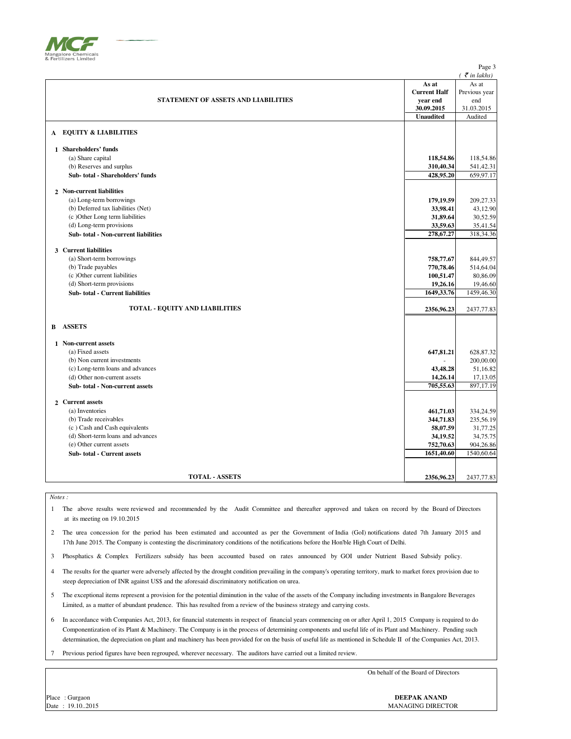Mangalore Chemicals & Fertilizers Limited

(₹ in lakhs)

| STATEMENT OF ASSETS AND LIABILITIES | As at Current Half year end 30.09.2015 | As at Previous year end 31.03.2015 |
|---|---|---|
| | **Unaudited** | Audited |
| **A EQUITY & LIABILITIES** | | |
| **1 Shareholders' funds** | | |
| (a) Share capital | **118,54.86** | 118,54.86 |
| (b) Reserves and surplus | **310,40.34** | 541,42.31 |
| **Sub- total - Shareholders' funds** | **428,95.20** | 659,97.17 |
| **2 Non-current liabilities** | | |
| (a) Long-term borrowings | **179,19.59** | 209,27.33 |
| (b) Deferred tax liabilities (Net) | **33,98.41** | 43,12.90 |
| (c )Other Long term liabilities | **31,89.64** | 30,52.59 |
| (d) Long-term provisions | **33,59.63** | 35,41.54 |
| **Sub- total - Non-current liabilities** | **278,67.27** | 318,34.36 |
| **3 Current liabilities** | | |
| (a) Short-term borrowings | **758,77.67** | 844,49.57 |
| (b) Trade payables | **770,78.46** | 514,64.04 |
| (c )Other current liabilities | **100,51.47** | 80,86.09 |
| (d) Short-term provisions | **19,26.16** | 19,46.60 |
| **Sub- total - Current liabilities** | **1649,33.76** | 1459,46.30 |
| **TOTAL - EQUITY AND LIABILITIES** | **2356,96.23** | 2437,77.83 |
| **B ASSETS** | | |
| **1 Non-current assets** | | |
| (a) Fixed assets | **647,81.21** | 628,87.32 |
| (b) Non current investments | - | 200,00.00 |
| (c) Long-term loans and advances | **43,48.28** | 51,16.82 |
| (d) Other non-current assets | **14,26.14** | 17,13.05 |
| **Sub- total - Non-current assets** | **705,55.63** | 897,17.19 |
| **2 Current assets** | | |
| (a) Inventories | **461,71.03** | 334,24.59 |
| (b) Trade receivables | **344,71.83** | 235,56.19 |
| (c ) Cash and Cash equivalents | **58,07.59** | 31,77.25 |
| (d) Short-term loans and advances | **34,19.52** | 34,75.75 |
| (e) Other current assets | **752,70.63** | 904,26.86 |
| **Sub- total - Current assets** | **1651,40.60** | 1540,60.64 |
| **TOTAL - ASSETS** | **2356,96.23** | 2437,77.83 |

*Notes :*

1. The above results were reviewed and recommended by the Audit Committee and thereafter approved and taken on record by the Board of Directors at its meeting on 19.10.2015
2. The urea concession for the period has been estimated and accounted as per the Government of India (GoI) notifications dated 7th January 2015 and 17th June 2015. The Company is contesting the discriminatory conditions of the notifications before the Hon'ble High Court of Delhi.
3. Phosphatics & Complex Fertilizers subsidy has been accounted based on rates announced by GOI under Nutrient Based Subsidy policy.
4. The results for the quarter were adversely affected by the drought condition prevailing in the company's operating territory, mark to market forex provision due to steep depreciation of INR against US$ and the aforesaid discriminatory notification on urea.
5. The exceptional items represent a provision for the potential diminution in the value of the assets of the Company including investments in Bangalore Beverages Limited, as a matter of abundant prudence. This has resulted from a review of the business strategy and carrying costs.
6. In accordance with Companies Act, 2013, for financial statements in respect of financial years commencing on or after April 1, 2015 Company is required to do Componentization of its Plant & Machinery. The Company is in the process of determining components and useful life of its Plant and Machinery. Pending such determination, the depreciation on plant and machinery has been provided for on the basis of useful life as mentioned in Schedule II of the Companies Act, 2013.
7. Previous period figures have been regrouped, wherever necessary. The auditors have carried out a limited review.

On behalf of the Board of Directors

Place : Gurgaon
Date : 19.10..2015

**DEEPAK ANAND**
MANAGING DIRECTOR